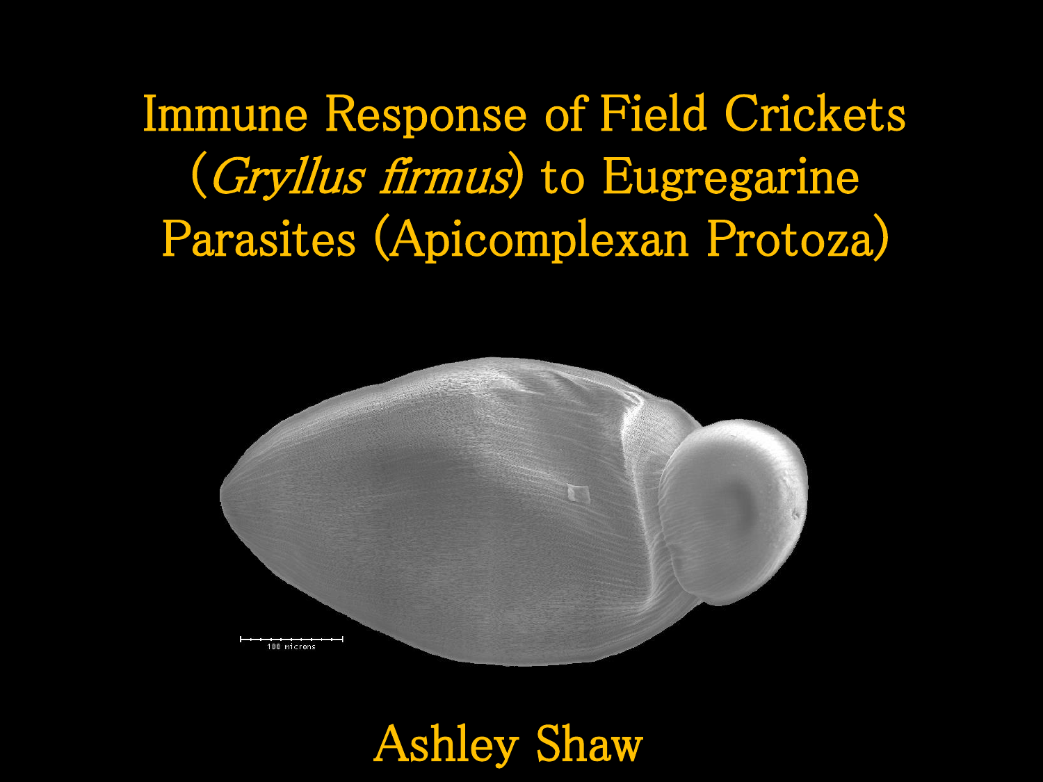# Immune Response of Field Crickets (*Gryllus firmus*) to Eugregarine Parasites (Apicomplexan Protoza)

Ashley Shaw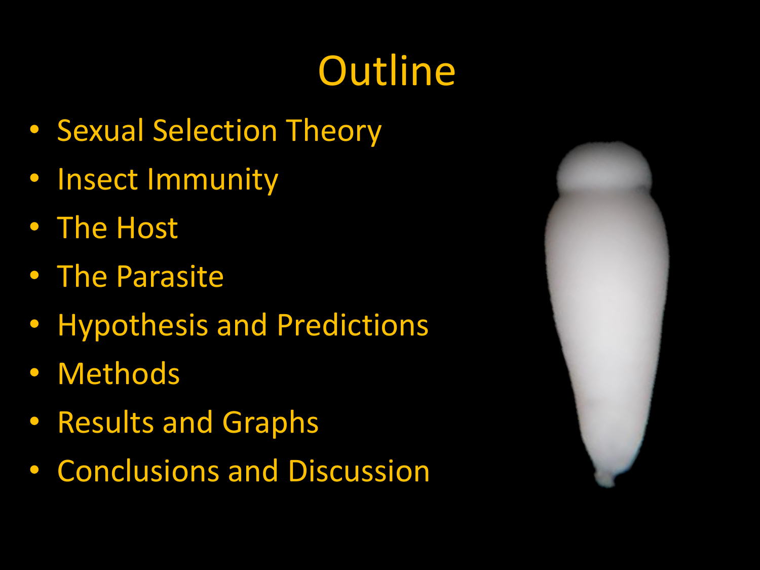# Outline

- Sexual Selection Theory
- Insect Immunity
- The Host
- The Parasite
- Hypothesis and Predictions
- Methods
- Results and Graphs
- Conclusions and Discussion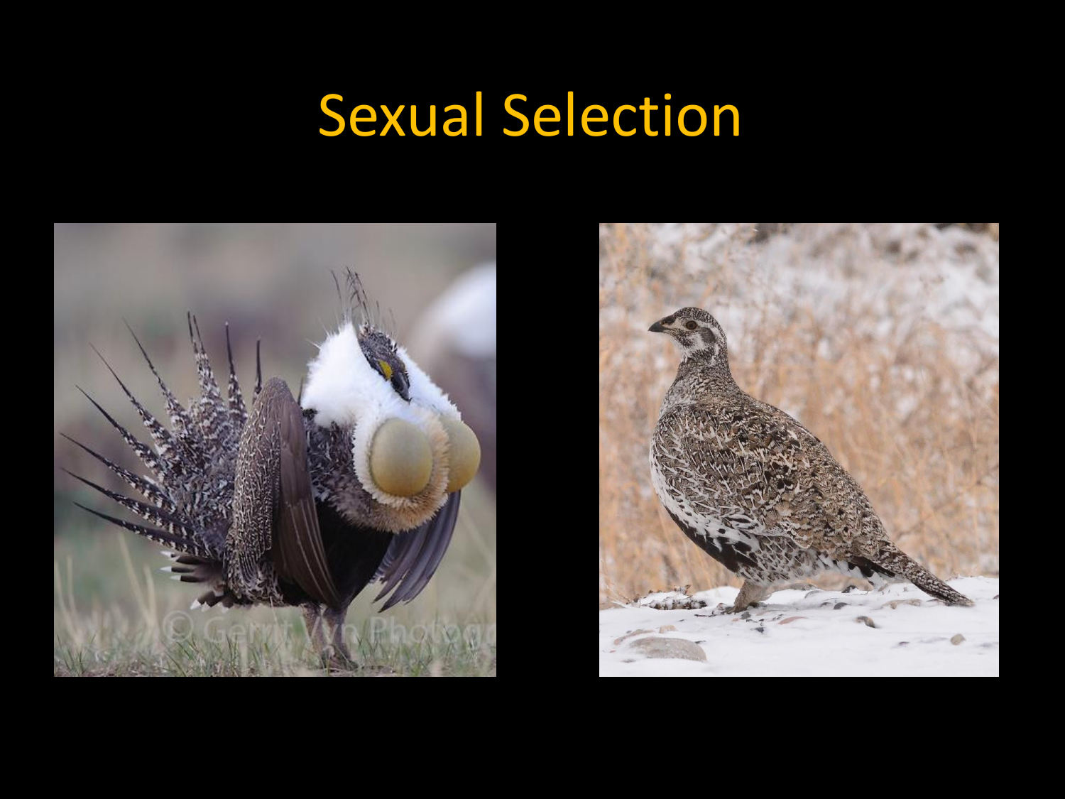# Sexual Selection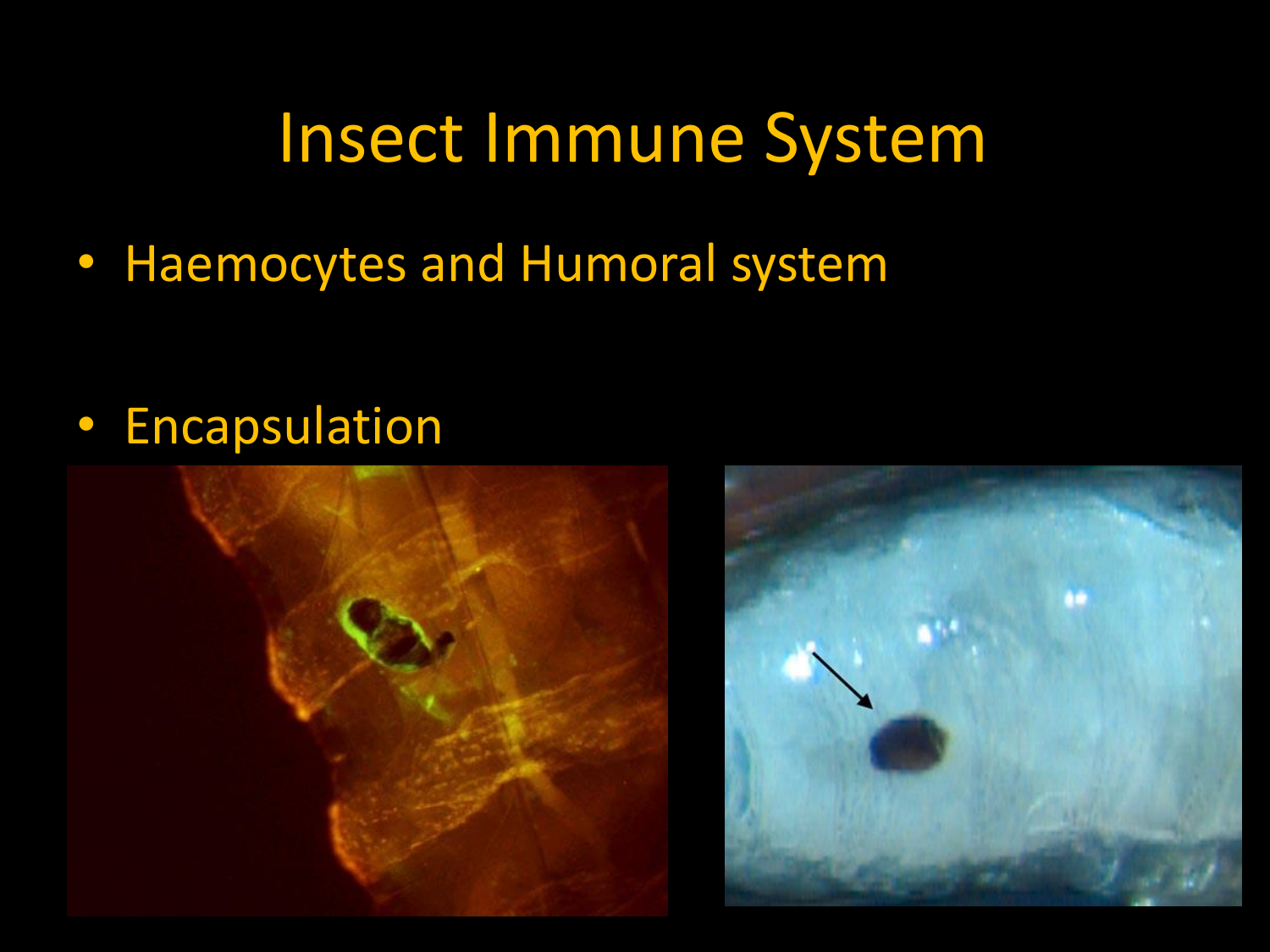# Insect Immune System

- Haemocytes and Humoral system
- Encapsulation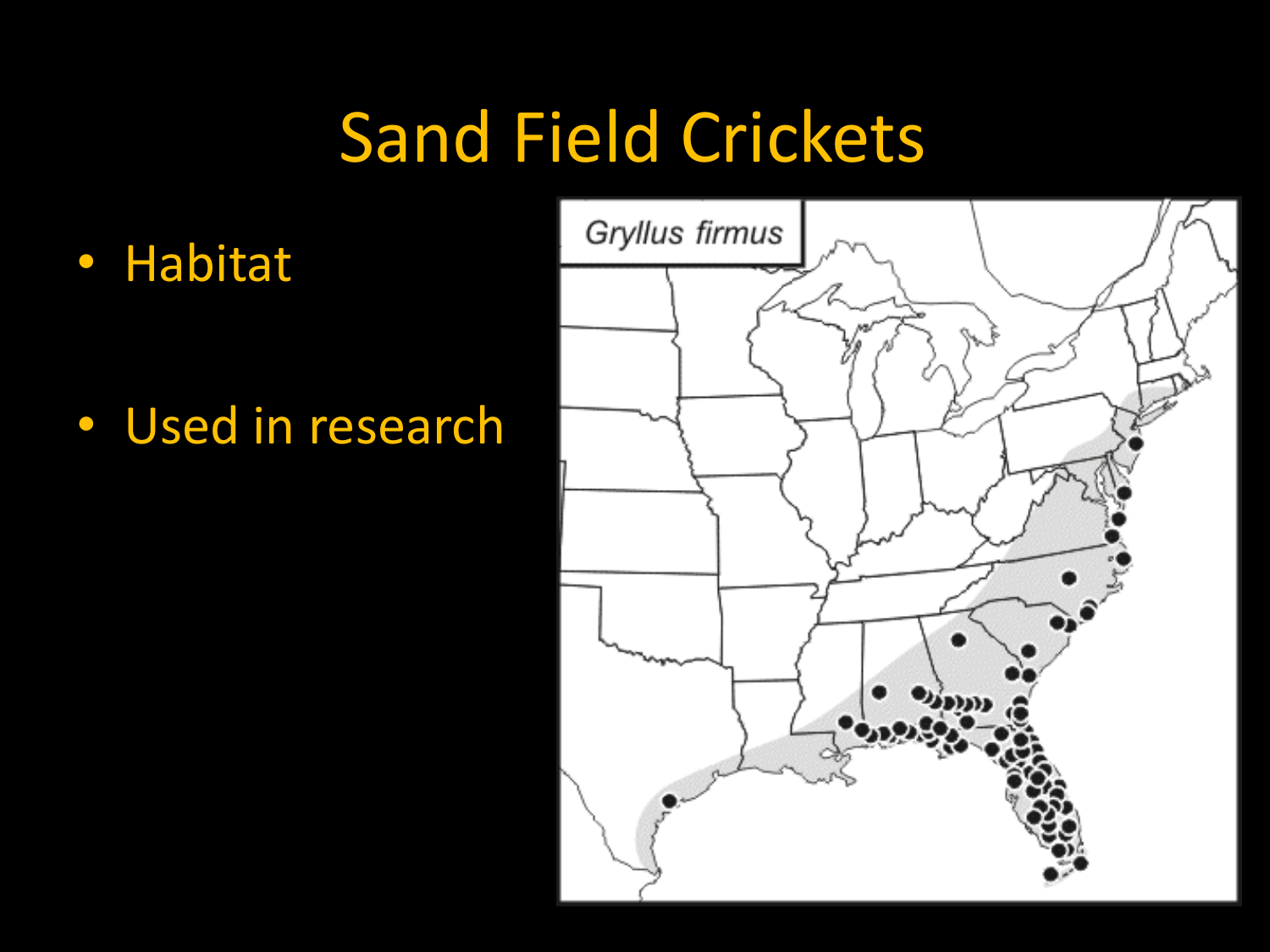# Sand Field Crickets

- Habitat
- Used in research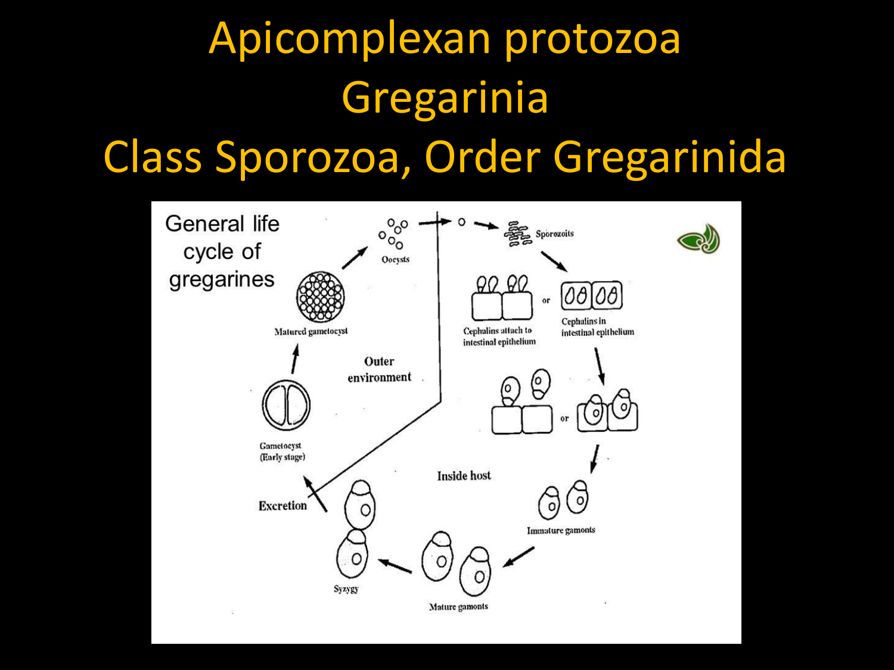# Apicomplexan protozoa
# Gregarinia
# Class Sporozoa, Order Gregarinida

General life cycle of gregarines

Oocysts

Sporozoits

Cephalins attach to intestinal epithelium

or

Cephalins in intestinal epithelium

Matured gametocyst

Outer environment

or

Gametocyst (Early stage)

Inside host

Excretion

Immature gamonts

Syzygy

Mature gamonts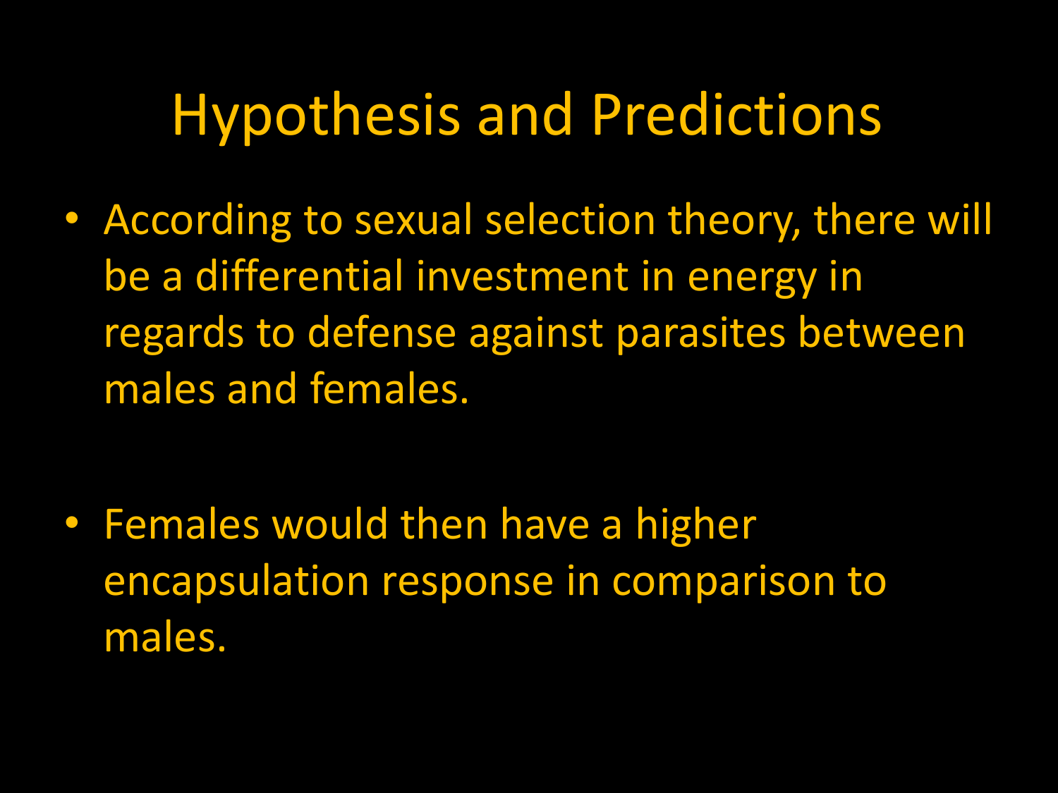# Hypothesis and Predictions

- According to sexual selection theory, there will be a differential investment in energy in regards to defense against parasites between males and females.

- Females would then have a higher encapsulation response in comparison to males.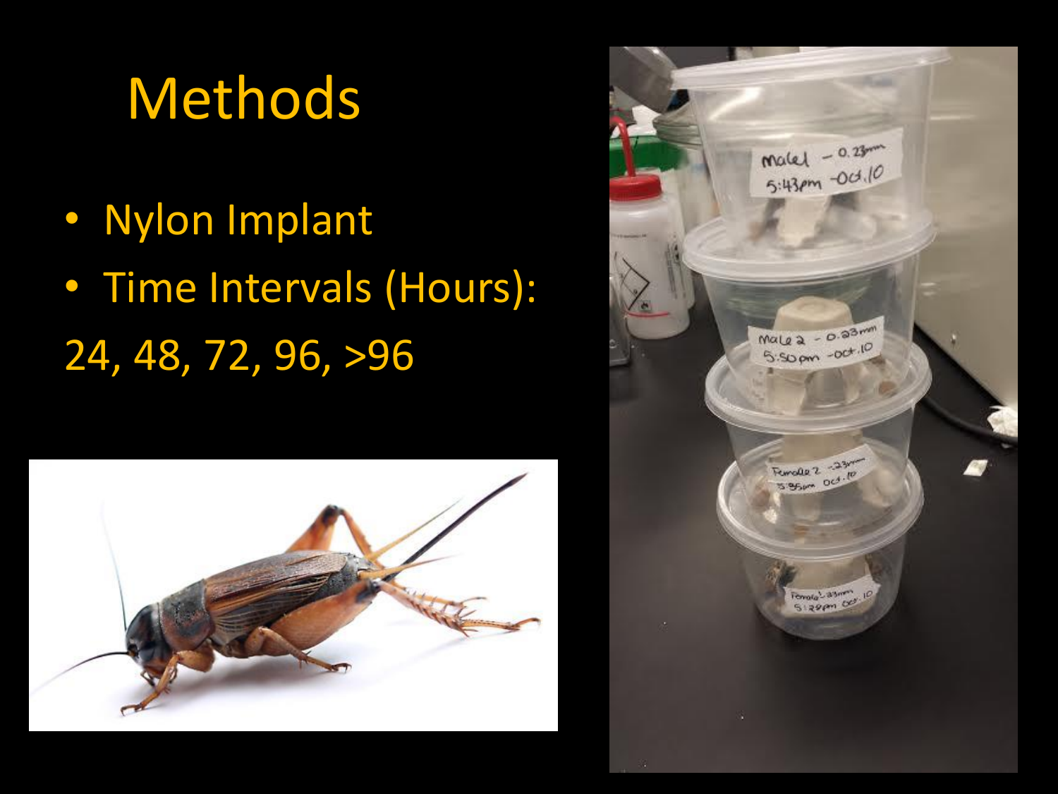# Methods

- Nylon Implant
- Time Intervals (Hours):

24, 48, 72, 96, >96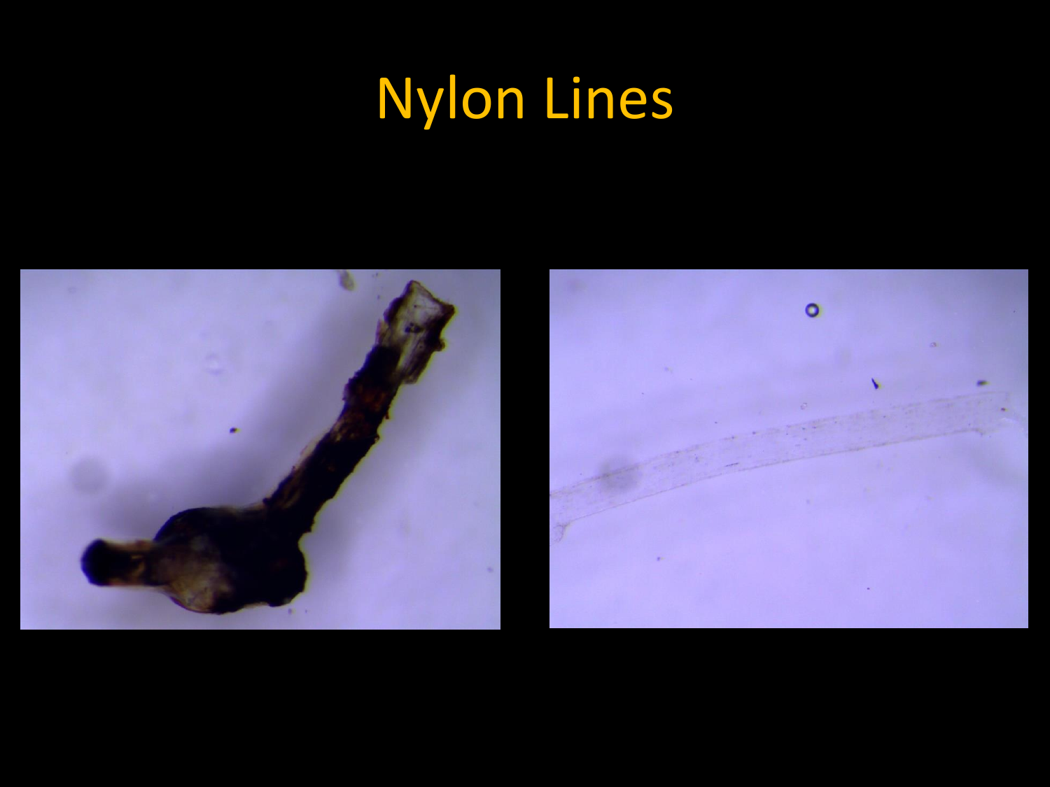# Nylon Lines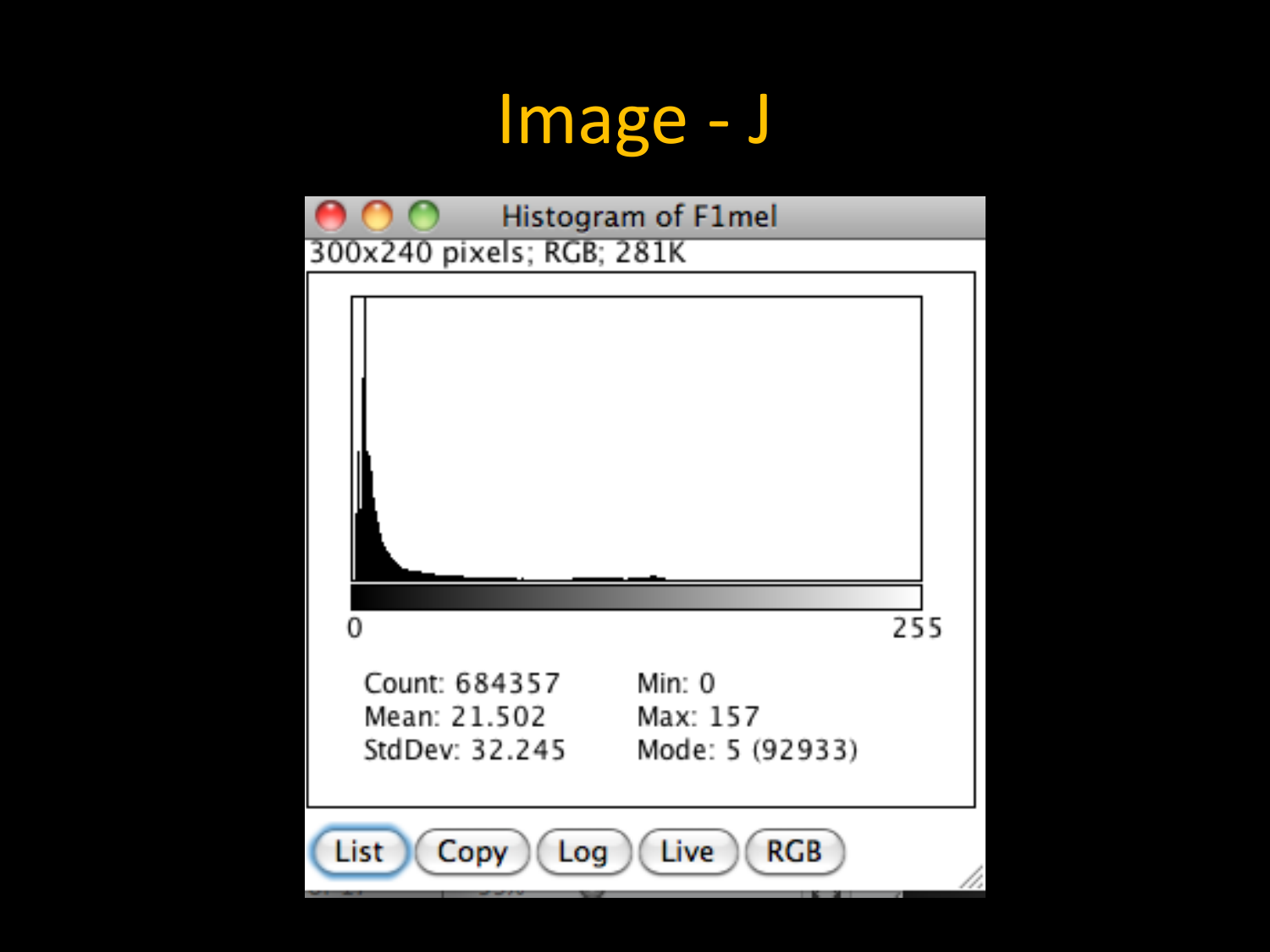# Image - J

Histogram of F1mel

300x240 pixels; RGB; 281K

0 255

Count: 684357
Mean: 21.502
StdDev: 32.245

Min: 0
Max: 157
Mode: 5 (92933)

List Copy Log Live RGB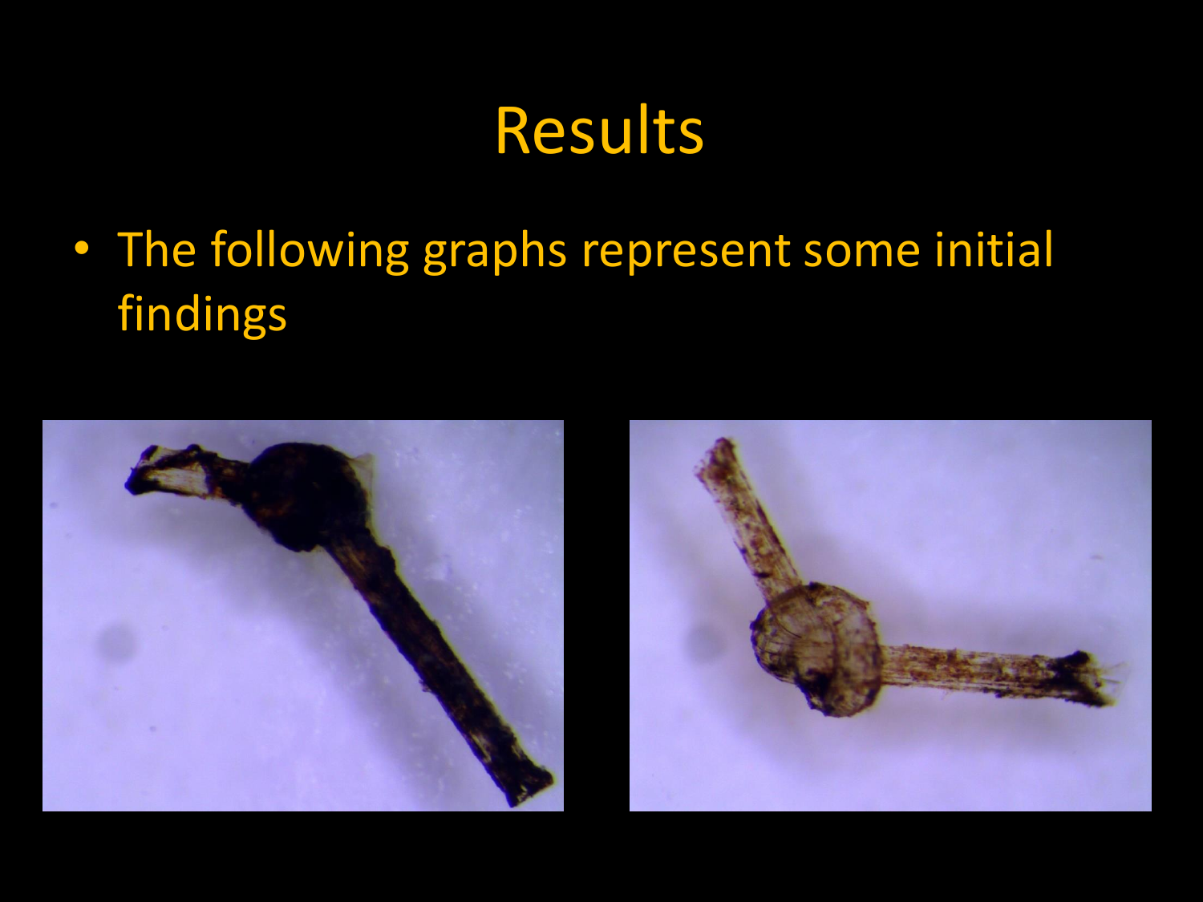# Results

- The following graphs represent some initial findings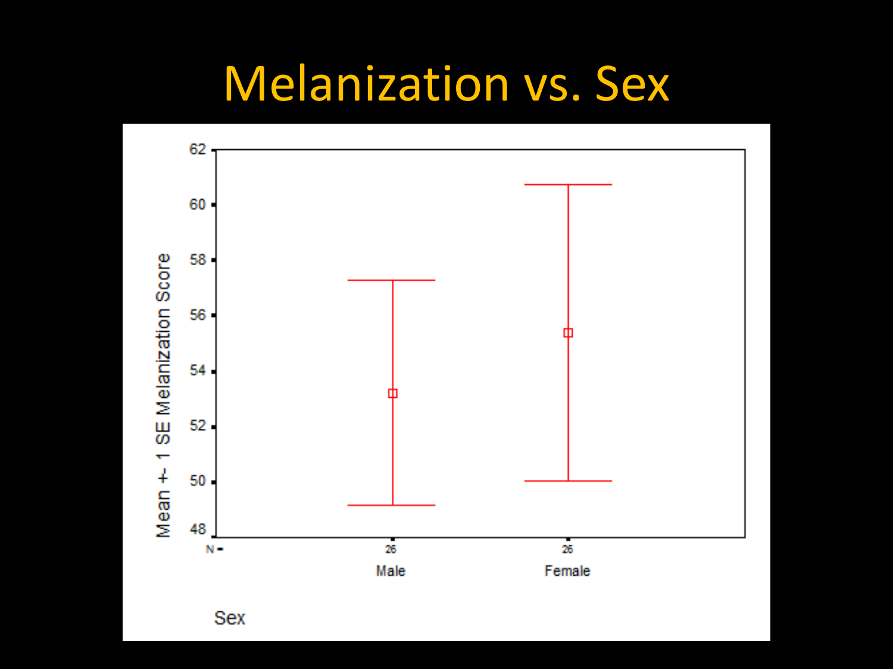# Melanization vs. Sex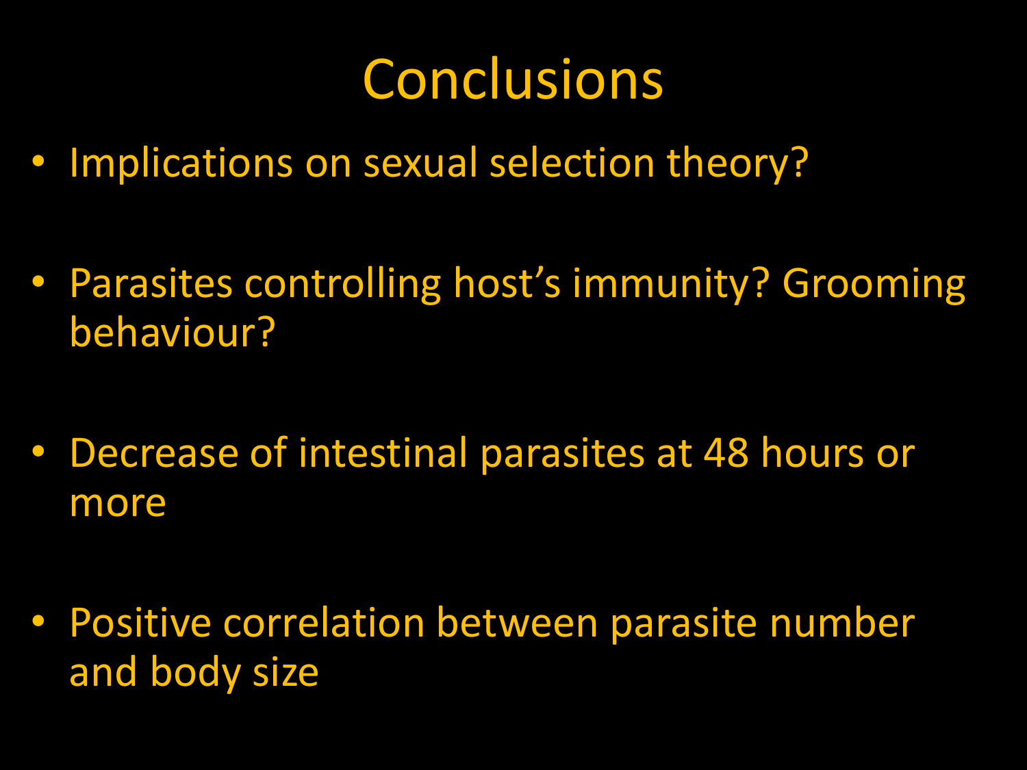# Conclusions

- Implications on sexual selection theory?
- Parasites controlling host's immunity? Grooming behaviour?
- Decrease of intestinal parasites at 48 hours or more
- Positive correlation between parasite number and body size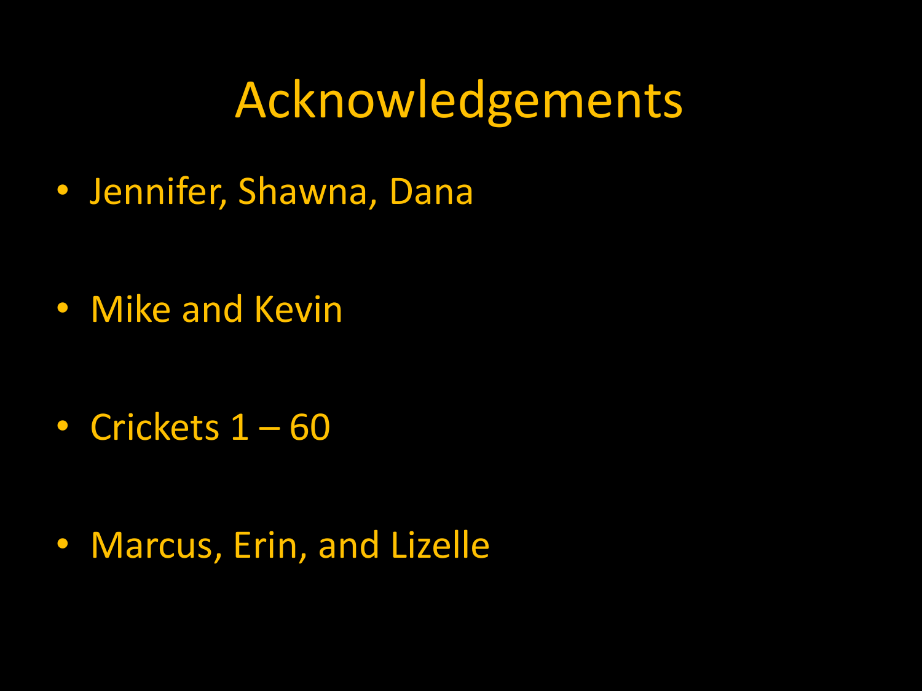# Acknowledgements

- Jennifer, Shawna, Dana
- Mike and Kevin
- Crickets 1 – 60
- Marcus, Erin, and Lizelle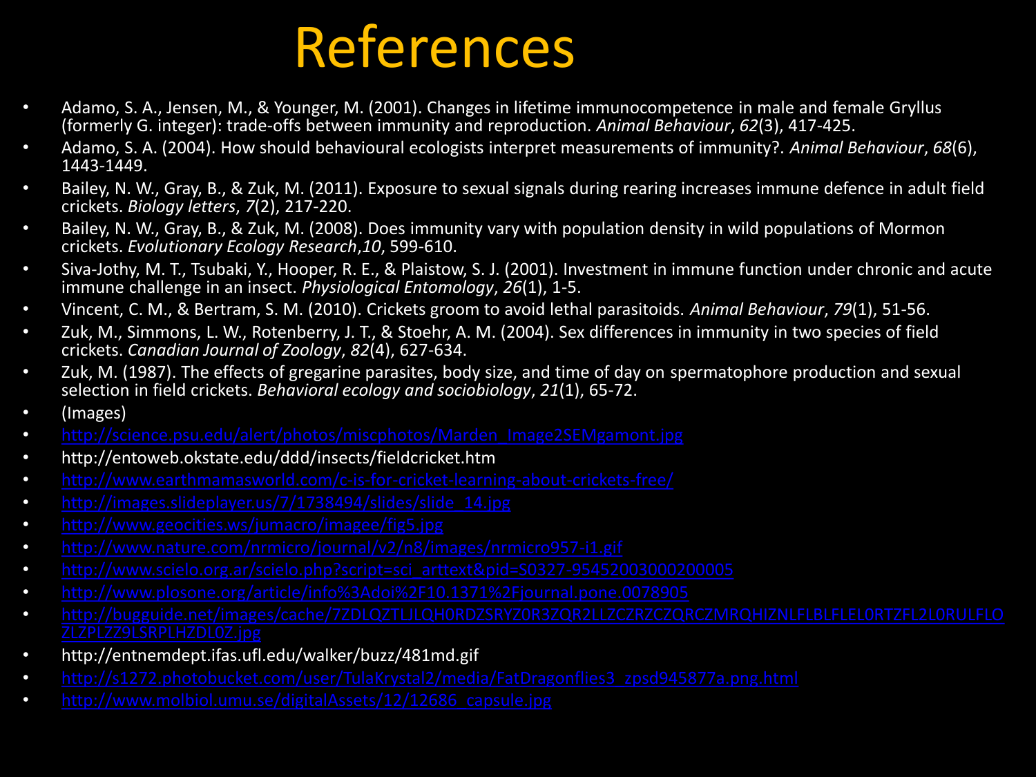# References

- Adamo, S. A., Jensen, M., & Younger, M. (2001). Changes in lifetime immunocompetence in male and female Gryllus (formerly G. integer): trade-offs between immunity and reproduction. *Animal Behaviour*, *62*(3), 417-425.
- Adamo, S. A. (2004). How should behavioural ecologists interpret measurements of immunity?. *Animal Behaviour*, *68*(6), 1443-1449.
- Bailey, N. W., Gray, B., & Zuk, M. (2011). Exposure to sexual signals during rearing increases immune defence in adult field crickets. *Biology letters*, *7*(2), 217-220.
- Bailey, N. W., Gray, B., & Zuk, M. (2008). Does immunity vary with population density in wild populations of Mormon crickets. *Evolutionary Ecology Research*,*10*, 599-610.
- Siva-Jothy, M. T., Tsubaki, Y., Hooper, R. E., & Plaistow, S. J. (2001). Investment in immune function under chronic and acute immune challenge in an insect. *Physiological Entomology*, *26*(1), 1-5.
- Vincent, C. M., & Bertram, S. M. (2010). Crickets groom to avoid lethal parasitoids. *Animal Behaviour*, *79*(1), 51-56.
- Zuk, M., Simmons, L. W., Rotenberry, J. T., & Stoehr, A. M. (2004). Sex differences in immunity in two species of field crickets. *Canadian Journal of Zoology*, *82*(4), 627-634.
- Zuk, M. (1987). The effects of gregarine parasites, body size, and time of day on spermatophore production and sexual selection in field crickets. *Behavioral ecology and sociobiology*, *21*(1), 65-72.
- (Images)
- http://science.psu.edu/alert/photos/miscphotos/Marden_Image2SEMgamont.jpg
- http://entoweb.okstate.edu/ddd/insects/fieldcricket.htm
- http://www.earthmamasworld.com/c-is-for-cricket-learning-about-crickets-free/
- http://images.slideplayer.us/7/1738494/slides/slide_14.jpg
- http://www.geocities.ws/jumacro/imagee/fig5.jpg
- http://www.nature.com/nrmicro/journal/v2/n8/images/nrmicro957-i1.gif
- http://www.scielo.org.ar/scielo.php?script=sci_arttext&pid=S0327-95452003000200005
- http://www.plosone.org/article/info%3Adoi%2F10.1371%2Fjournal.pone.0078905
- http://bugguide.net/images/cache/7ZDLQZTLJLQH0RDZSRYZ0R3ZQR2LLZCZRZCZQRCZMRQHIZNLFLBLFLEL0RTZFL2L0RULFLOZLZPLZZ9LSRPLHZDL0Z.jpg
- http://entnemdept.ifas.ufl.edu/walker/buzz/481md.gif
- http://s1272.photobucket.com/user/TulaKrystal2/media/FatDragonflies3_zpsd945877a.png.html
- http://www.molbiol.umu.se/digitalAssets/12/12686_capsule.jpg